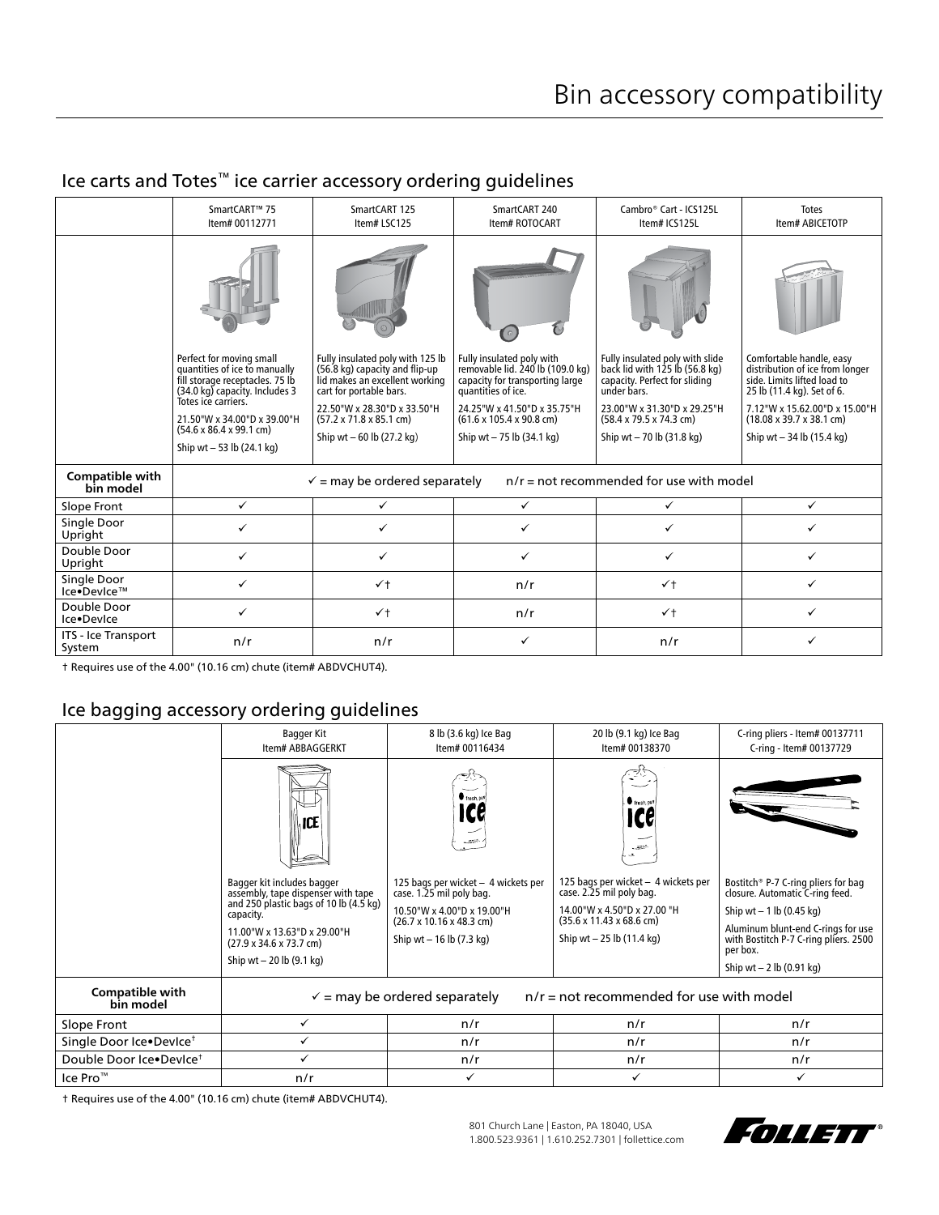# Bin accessory compatibility

## Ice carts and Totes™ ice carrier accessory ordering guidelines

| | SmartCART™ 75 Item# 00112771 | SmartCART 125 Item# LSC125 | SmartCART 240 Item# ROTOCART | Cambro® Cart - ICS125L Item# ICS125L | Totes Item# ABICETOTP |
|---|---|---|---|---|---|
| | Perfect for moving small quantities of ice to manually fill storage receptacles. 75 lb (34.0 kg) capacity. Includes 3 Totes ice carriers. 21.50"W x 34.00"D x 39.00"H (54.6 x 86.4 x 99.1 cm) Ship wt – 53 lb (24.1 kg) | Fully insulated poly with 125 lb (56.8 kg) capacity and flip-up lid makes an excellent working cart for portable bars. 22.50"W x 28.30"D x 33.50"H (57.2 x 71.8 x 85.1 cm) Ship wt – 60 lb (27.2 kg) | Fully insulated poly with removable lid. 240 lb (109.0 kg) capacity for transporting large quantities of ice. 24.25"W x 41.50"D x 35.75"H (61.6 x 105.4 x 90.8 cm) Ship wt – 75 lb (34.1 kg) | Fully insulated poly with slide back lid with 125 lb (56.8 kg) capacity. Perfect for sliding under bars. 23.00"W x 31.30"D x 29.25"H (58.4 x 79.5 x 74.3 cm) Ship wt – 70 lb (31.8 kg) | Comfortable handle, easy distribution of ice from longer side. Limits lifted load to 25 lb (11.4 kg). Set of 6. 7.12"W x 15.62.00"D x 15.00"H (18.08 x 39.7 x 38.1 cm) Ship wt – 34 lb (15.4 kg) |
| **Compatible with bin model** | ✓ = may be ordered separately | n/r = not recommended for use with model | | | |
| Slope Front | ✓ | ✓ | ✓ | ✓ | ✓ |
| Single Door Upright | ✓ | ✓ | ✓ | ✓ | ✓ |
| Double Door Upright | ✓ | ✓ | ✓ | ✓ | ✓ |
| Single Door Ice•DevIce™ | ✓ | ✓† | n/r | ✓† | ✓ |
| Double Door Ice•DevIce | ✓ | ✓† | n/r | ✓† | ✓ |
| ITS - Ice Transport System | n/r | n/r | ✓ | n/r | ✓ |

† Requires use of the 4.00" (10.16 cm) chute (item# ABDVCHUT4).

## Ice bagging accessory ordering guidelines

| | Bagger Kit Item# ABBAGGERKT | 8 lb (3.6 kg) Ice Bag Item# 00116434 | 20 lb (9.1 kg) Ice Bag Item# 00138370 | C-ring pliers - Item# 00137711 C-ring - Item# 00137729 |
|---|---|---|---|---|
| | Bagger kit includes bagger assembly, tape dispenser with tape and 250 plastic bags of 10 lb (4.5 kg) capacity. 11.00"W x 13.63"D x 29.00"H (27.9 x 34.6 x 73.7 cm) Ship wt – 20 lb (9.1 kg) | 125 bags per wicket – 4 wickets per case. 1.25 mil poly bag. 10.50"W x 4.00"D x 19.00"H (26.7 x 10.16 x 48.3 cm) Ship wt – 16 lb (7.3 kg) | 125 bags per wicket – 4 wickets per case. 2.25 mil poly bag. 14.00"W x 4.50"D x 27.00 "H (35.6 x 11.43 x 68.6 cm) Ship wt – 25 lb (11.4 kg) | Bostitch® P-7 C-ring pliers for bag closure. Automatic C-ring feed. Ship wt – 1 lb (0.45 kg) Aluminum blunt-end C-rings for use with Bostitch P-7 C-ring pliers. 2500 per box. Ship wt – 2 lb (0.91 kg) |
| **Compatible with bin model** | ✓ = may be ordered separately | n/r = not recommended for use with model | | |
| Slope Front | ✓ | n/r | n/r | n/r |
| Single Door Ice•DevIce† | ✓ | n/r | n/r | n/r |
| Double Door Ice•DevIce† | ✓ | n/r | n/r | n/r |
| Ice Pro™ | n/r | ✓ | ✓ | ✓ |

† Requires use of the 4.00" (10.16 cm) chute (item# ABDVCHUT4).

801 Church Lane | Easton, PA 18040, USA
1.800.523.9361 | 1.610.252.7301 | follettice.com

FOLLETT®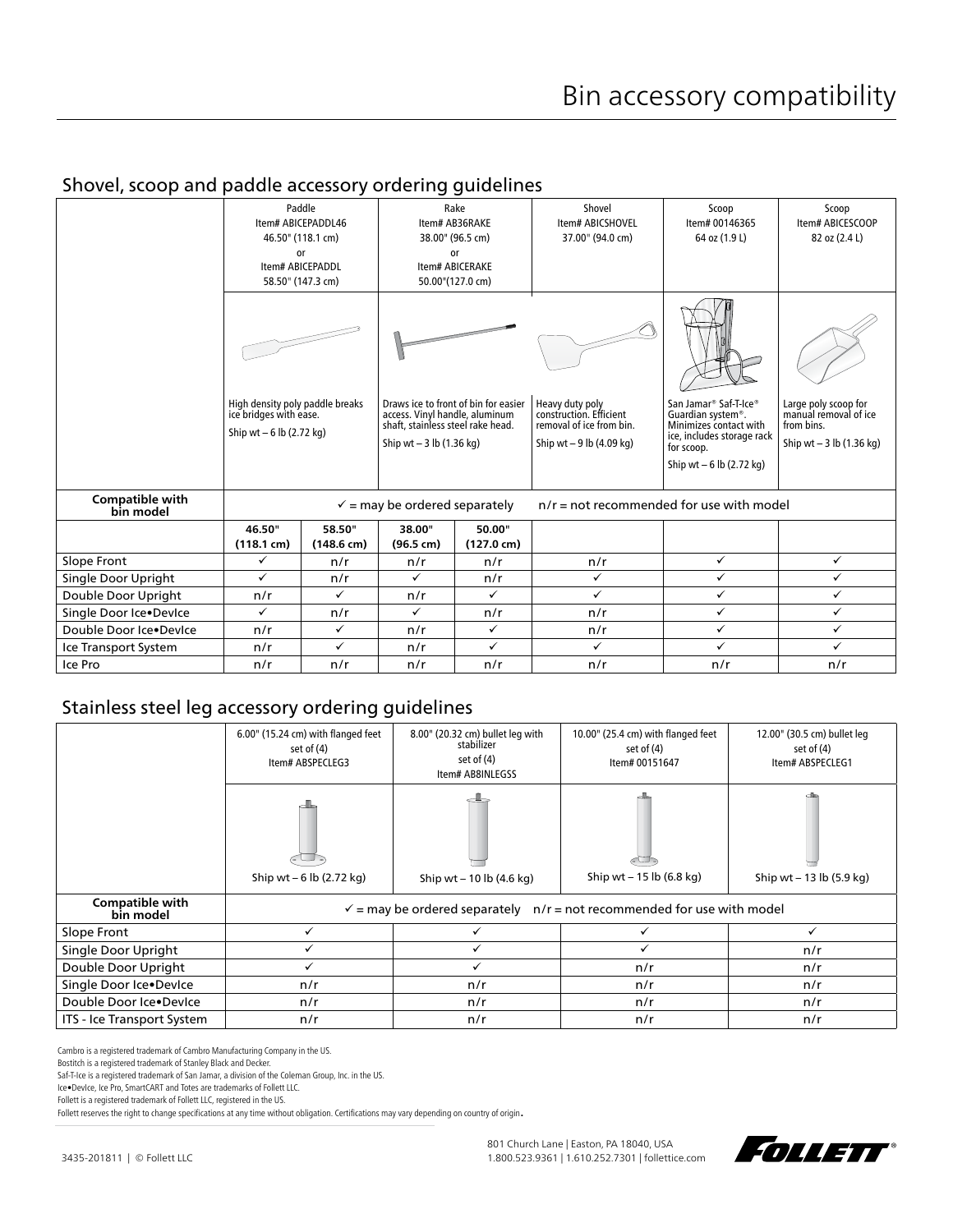# Bin accessory compatibility

## Shovel, scoop and paddle accessory ordering guidelines

| | Paddle Item# ABICEPADDL46 46.50" (118.1 cm) or Item# ABICEPADDL 58.50" (147.3 cm) | | Rake Item# AB36RAKE 38.00" (96.5 cm) or Item# ABICERAKE 50.00"(127.0 cm) | | Shovel Item# ABICSHOVEL 37.00" (94.0 cm) | Scoop Item# 00146365 64 oz (1.9 L) | Scoop Item# ABICESCOOP 82 oz (2.4 L) |
|---|---|---|---|---|---|---|---|
| | High density poly paddle breaks ice bridges with ease. Ship wt – 6 lb (2.72 kg) | | Draws ice to front of bin for easier access. Vinyl handle, aluminum shaft, stainless steel rake head. Ship wt – 3 lb (1.36 kg) | | Heavy duty poly construction. Efficient removal of ice from bin. Ship wt – 9 lb (4.09 kg) | San Jamar® Saf-T-Ice® Guardian system®. Minimizes contact with ice, includes storage rack for scoop. Ship wt – 6 lb (2.72 kg) | Large poly scoop for manual removal of ice from bins. Ship wt – 3 lb (1.36 kg) |
| **Compatible with bin model** | ✓ = may be ordered separately n/r = not recommended for use with model | | | | | | |
| | **46.50" (118.1 cm)** | **58.50" (148.6 cm)** | **38.00" (96.5 cm)** | **50.00" (127.0 cm)** | | | |
| Slope Front | ✓ | n/r | n/r | n/r | n/r | ✓ | ✓ |
| Single Door Upright | ✓ | n/r | ✓ | n/r | ✓ | ✓ | ✓ |
| Double Door Upright | n/r | ✓ | n/r | ✓ | ✓ | ✓ | ✓ |
| Single Door Ice•DevIce | ✓ | n/r | ✓ | n/r | n/r | ✓ | ✓ |
| Double Door Ice•DevIce | n/r | ✓ | n/r | ✓ | n/r | ✓ | ✓ |
| Ice Transport System | n/r | ✓ | n/r | ✓ | ✓ | ✓ | ✓ |
| Ice Pro | n/r | n/r | n/r | n/r | n/r | n/r | n/r |

## Stainless steel leg accessory ordering guidelines

| | 6.00" (15.24 cm) with flanged feet set of (4) Item# ABSPECLEG3 | 8.00" (20.32 cm) bullet leg with stabilizer set of (4) Item# AB8INLEGSS | 10.00" (25.4 cm) with flanged feet set of (4) Item# 00151647 | 12.00" (30.5 cm) bullet leg set of (4) Item# ABSPECLEG1 |
|---|---|---|---|---|
| | Ship wt – 6 lb (2.72 kg) | Ship wt – 10 lb (4.6 kg) | Ship wt – 15 lb (6.8 kg) | Ship wt – 13 lb (5.9 kg) |
| **Compatible with bin model** | ✓ = may be ordered separately n/r = not recommended for use with model | | | |
| Slope Front | ✓ | ✓ | ✓ | ✓ |
| Single Door Upright | ✓ | ✓ | ✓ | n/r |
| Double Door Upright | ✓ | ✓ | n/r | n/r |
| Single Door Ice•DevIce | n/r | n/r | n/r | n/r |
| Double Door Ice•DevIce | n/r | n/r | n/r | n/r |
| ITS - Ice Transport System | n/r | n/r | n/r | n/r |

Cambro is a registered trademark of Cambro Manufacturing Company in the US.
Bostitch is a registered trademark of Stanley Black and Decker.
Saf-T-Ice is a registered trademark of San Jamar, a division of the Coleman Group, Inc. in the US.
Ice•DevIce, Ice Pro, SmartCART and Totes are trademarks of Follett LLC.
Follett is a registered trademark of Follett LLC, registered in the US.
Follett reserves the right to change specifications at any time without obligation. Certifications may vary depending on country of origin.

3435-201811 | © Follett LLC

801 Church Lane | Easton, PA 18040, USA
1.800.523.9361 | 1.610.252.7301 | follettice.com